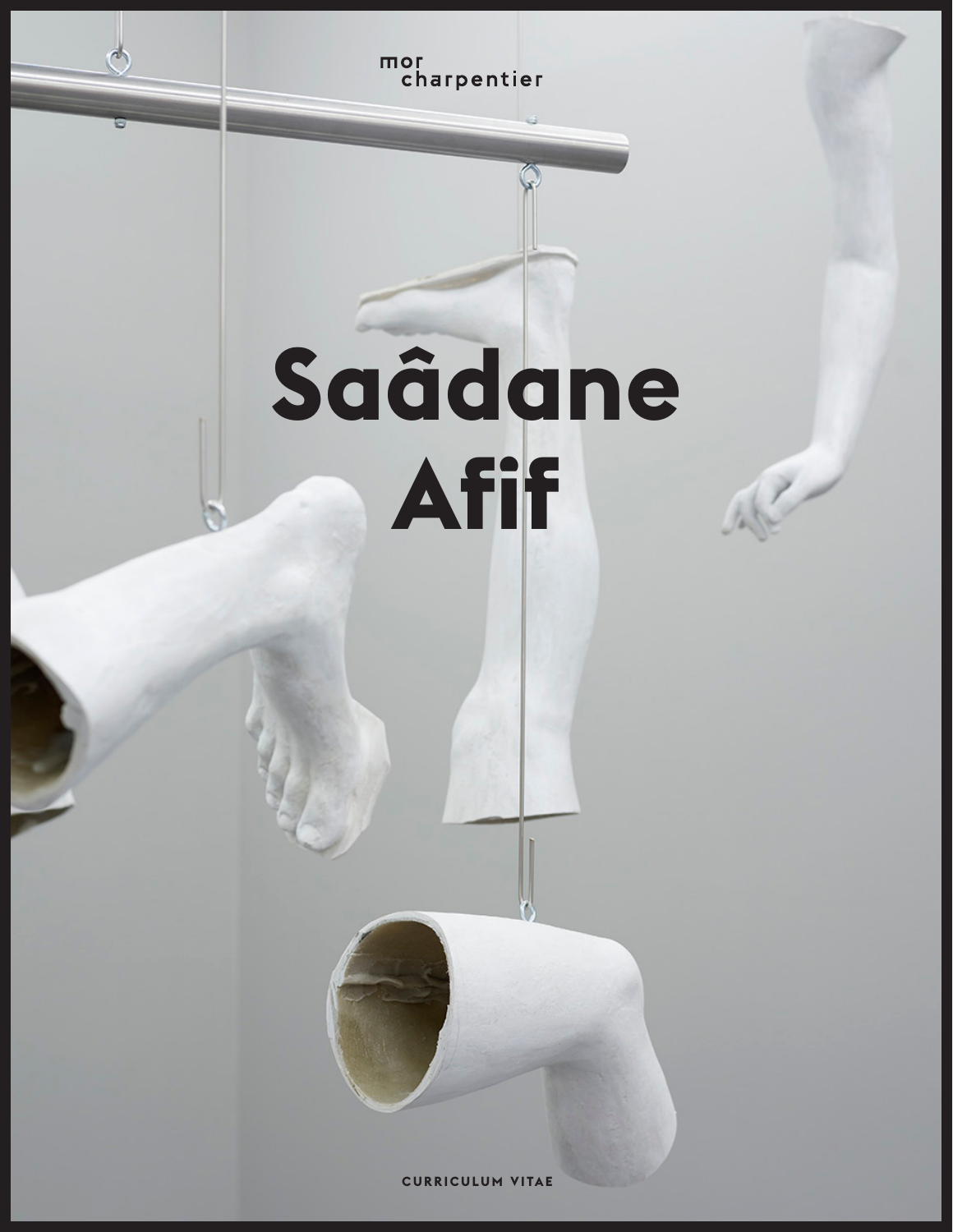mor
charpentier

# Saâdane Afif

CURRICULUM VITAE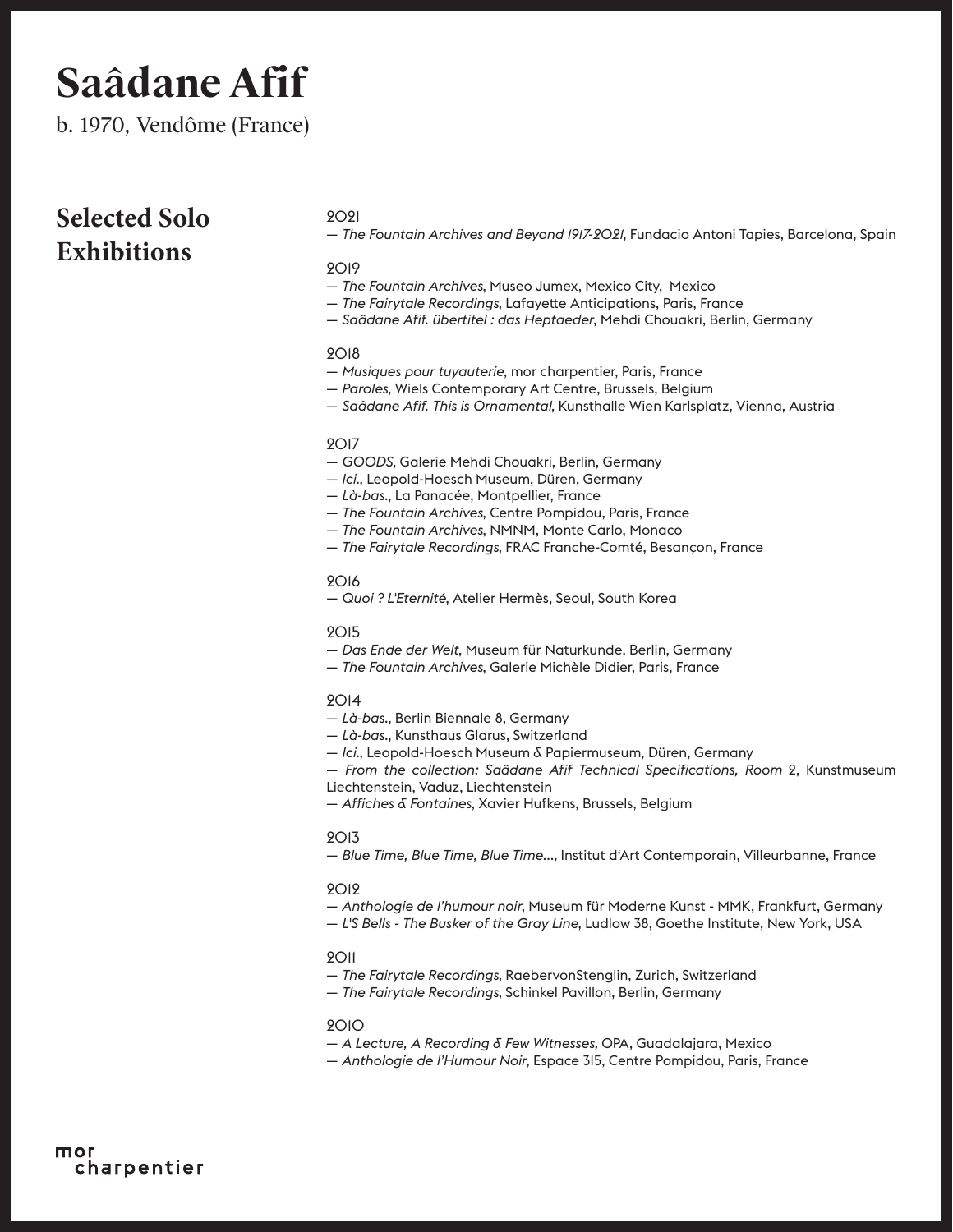# Saâdane Afif

b. 1970, Vendôme (France)

## Selected Solo Exhibitions

2021
— *The Fountain Archives and Beyond 1917-2021*, Fundacio Antoni Tapies, Barcelona, Spain

2019
— *The Fountain Archives*, Museo Jumex, Mexico City, Mexico
— *The Fairytale Recordings*, Lafayette Anticipations, Paris, France
— *Saâdane Afif. übertitel : das Heptaeder*, Mehdi Chouakri, Berlin, Germany

2018
— *Musiques pour tuyauterie*, mor charpentier, Paris, France
— *Paroles*, Wiels Contemporary Art Centre, Brussels, Belgium
— *Saâdane Afif. This is Ornamental*, Kunsthalle Wien Karlsplatz, Vienna, Austria

2017
— *GOODS*, Galerie Mehdi Chouakri, Berlin, Germany
— *Ici.*, Leopold-Hoesch Museum, Düren, Germany
— *Là-bas.*, La Panacée, Montpellier, France
— *The Fountain Archives*, Centre Pompidou, Paris, France
— *The Fountain Archives*, NMNM, Monte Carlo, Monaco
— *The Fairytale Recordings*, FRAC Franche-Comté, Besançon, France

2016
— *Quoi ? L'Eternité*, Atelier Hermès, Seoul, South Korea

2015
— *Das Ende der Welt*, Museum für Naturkunde, Berlin, Germany
— *The Fountain Archives*, Galerie Michèle Didier, Paris, France

2014
— *Là-bas.*, Berlin Biennale 8, Germany
— *Là-bas.*, Kunsthaus Glarus, Switzerland
— *Ici.*, Leopold-Hoesch Museum & Papiermuseum, Düren, Germany
— *From the collection: Saâdane Afif Technical Specifications, Room* 2, Kunstmuseum Liechtenstein, Vaduz, Liechtenstein
— *Affiches & Fontaines*, Xavier Hufkens, Brussels, Belgium

2013
— *Blue Time, Blue Time, Blue Time...*, Institut d'Art Contemporain, Villeurbanne, France

2012
— *Anthologie de l'humour noir*, Museum für Moderne Kunst - MMK, Frankfurt, Germany
— *L'S Bells - The Busker of the Gray Line*, Ludlow 38, Goethe Institute, New York, USA

2011
— *The Fairytale Recordings*, RaebervonStenglin, Zurich, Switzerland
— *The Fairytale Recordings*, Schinkel Pavillon, Berlin, Germany

2010
— *A Lecture, A Recording & Few Witnesses,* OPA, Guadalajara, Mexico
— *Anthologie de l'Humour Noir*, Espace 315, Centre Pompidou, Paris, France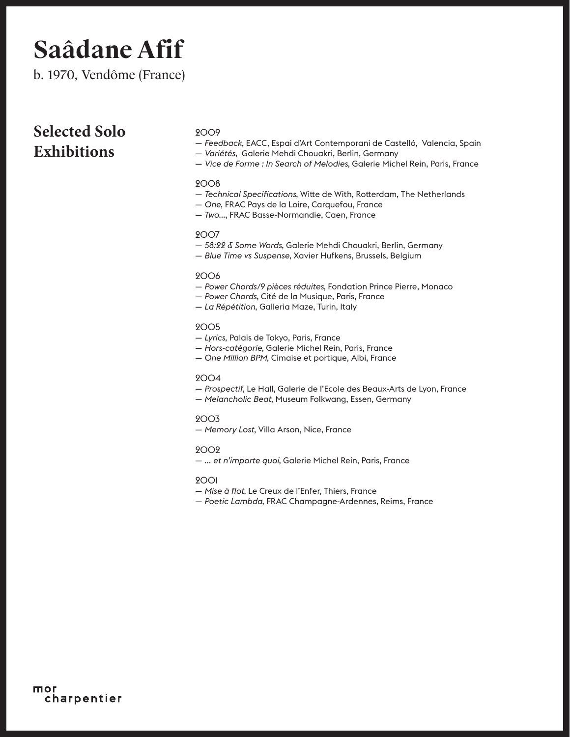# Saâdane Afif

b. 1970, Vendôme (France)

## Selected Solo Exhibitions

2009
— *Feedback*, EACC, Espai d'Art Contemporani de Castelló, Valencia, Spain
— *Variétés*, Galerie Mehdi Chouakri, Berlin, Germany
— *Vice de Forme : In Search of Melodies*, Galerie Michel Rein, Paris, France

2008
— *Technical Specifications*, Witte de With, Rotterdam, The Netherlands
— *One*, FRAC Pays de la Loire, Carquefou, France
— *Two...*, FRAC Basse-Normandie, Caen, France

2007
— *58:22 & Some Words*, Galerie Mehdi Chouakri, Berlin, Germany
— *Blue Time vs Suspense*, Xavier Hufkens, Brussels, Belgium

2006
— *Power Chords/9 pièces réduites*, Fondation Prince Pierre, Monaco
— *Power Chords*, Cité de la Musique, Paris, France
— *La Répétition*, Galleria Maze, Turin, Italy

2005
— *Lyrics*, Palais de Tokyo, Paris, France
— *Hors-catégorie*, Galerie Michel Rein, Paris, France
— *One Million BPM*, Cimaise et portique, Albi, France

2004
— *Prospectif*, Le Hall, Galerie de l'Ecole des Beaux-Arts de Lyon, France
— *Melancholic Beat*, Museum Folkwang, Essen, Germany

2003
— *Memory Lost*, Villa Arson, Nice, France

2002
— *... et n'importe quoi*, Galerie Michel Rein, Paris, France

2001
— *Mise à flot*, Le Creux de l'Enfer, Thiers, France
— *Poetic Lambda*, FRAC Champagne-Ardennes, Reims, France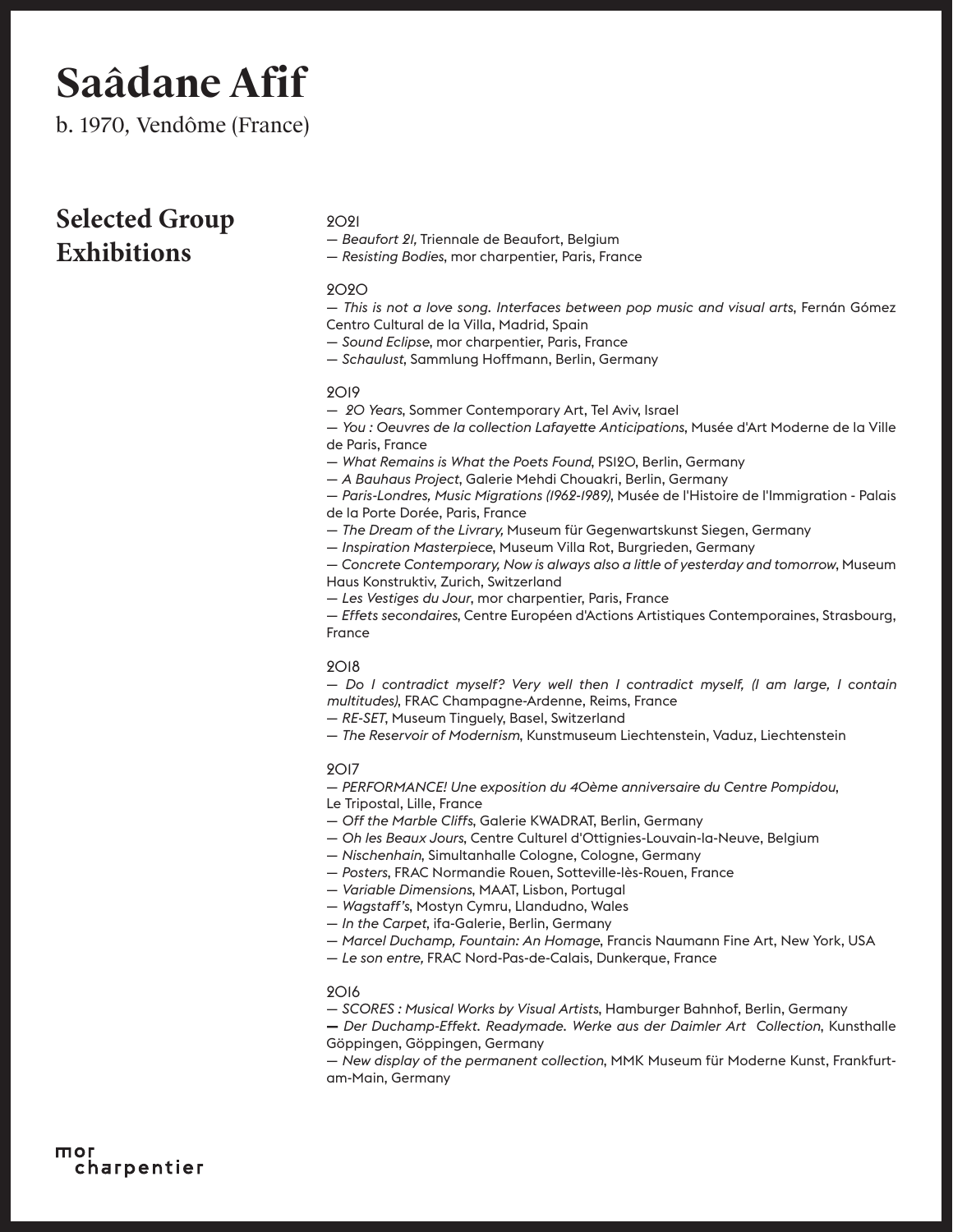# Saâdane Afif

b. 1970, Vendôme (France)

## Selected Group Exhibitions

2021
— *Beaufort 21,* Triennale de Beaufort, Belgium
— *Resisting Bodies*, mor charpentier, Paris, France

2020
— *This is not a love song. Interfaces between pop music and visual arts*, Fernán Gómez Centro Cultural de la Villa, Madrid, Spain
— *Sound Eclipse*, mor charpentier, Paris, France
— *Schaulust*, Sammlung Hoffmann, Berlin, Germany

2019
— *20 Years*, Sommer Contemporary Art, Tel Aviv, Israel
— *You : Oeuvres de la collection Lafayette Anticipations*, Musée d'Art Moderne de la Ville de Paris, France
— *What Remains is What the Poets Found*, PS120, Berlin, Germany
— *A Bauhaus Project*, Galerie Mehdi Chouakri, Berlin, Germany
— *Paris-Londres, Music Migrations (1962-1989)*, Musée de l'Histoire de l'Immigration - Palais de la Porte Dorée, Paris, France
— *The Dream of the Livrary,* Museum für Gegenwartskunst Siegen, Germany
— *Inspiration Masterpiece*, Museum Villa Rot, Burgrieden, Germany
— *Concrete Contemporary, Now is always also a little of yesterday and tomorrow*, Museum Haus Konstruktiv, Zurich, Switzerland
— *Les Vestiges du Jour*, mor charpentier, Paris, France
— *Effets secondaires*, Centre Européen d'Actions Artistiques Contemporaines, Strasbourg, France

2018
— *Do I contradict myself? Very well then I contradict myself, (I am large, I contain multitudes)*, FRAC Champagne-Ardenne, Reims, France
— *RE-SET*, Museum Tinguely, Basel, Switzerland
— *The Reservoir of Modernism*, Kunstmuseum Liechtenstein, Vaduz, Liechtenstein

2017
— *PERFORMANCE! Une exposition du 40ème anniversaire du Centre Pompidou*, Le Tripostal, Lille, France
— *Off the Marble Cliffs*, Galerie KWADRAT, Berlin, Germany
— *Oh les Beaux Jours*, Centre Culturel d'Ottignies-Louvain-la-Neuve, Belgium
— *Nischenhain*, Simultanhalle Cologne, Cologne, Germany
— *Posters*, FRAC Normandie Rouen, Sotteville-lès-Rouen, France
— *Variable Dimensions*, MAAT, Lisbon, Portugal
— *Wagstaff's*, Mostyn Cymru, Llandudno, Wales
— *In the Carpet*, ifa-Galerie, Berlin, Germany
— *Marcel Duchamp, Fountain: An Homage*, Francis Naumann Fine Art, New York, USA
— *Le son entre,* FRAC Nord-Pas-de-Calais, Dunkerque, France

2016
— *SCORES : Musical Works by Visual Artists*, Hamburger Bahnhof, Berlin, Germany
— *Der Duchamp-Effekt. Readymade. Werke aus der Daimler Art Collection*, Kunsthalle Göppingen, Göppingen, Germany
— *New display of the permanent collection*, MMK Museum für Moderne Kunst, Frankfurt-am-Main, Germany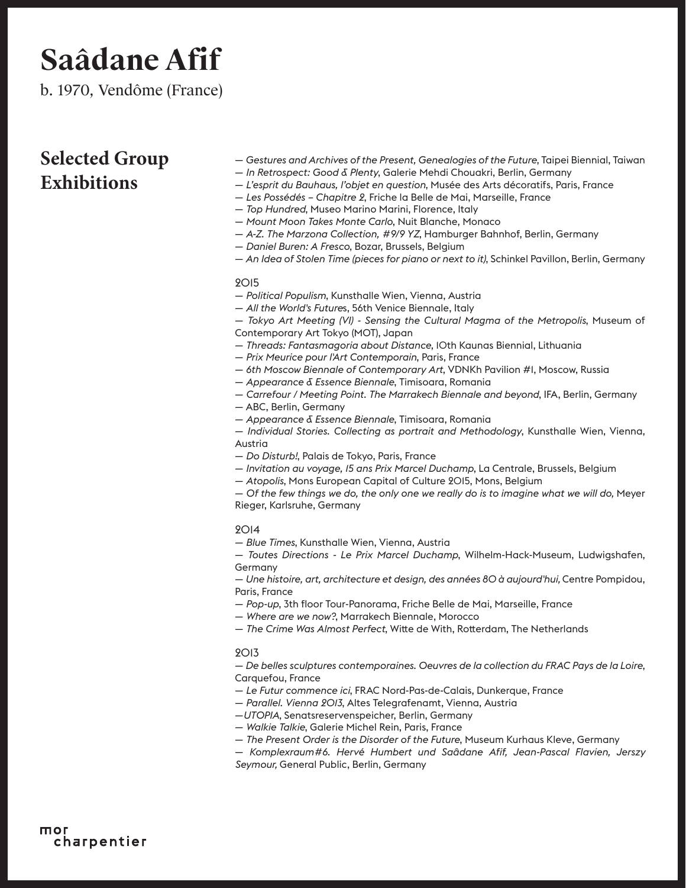# Saâdane Afif

b. 1970, Vendôme (France)

## Selected Group Exhibitions

— *Gestures and Archives of the Present, Genealogies of the Future*, Taipei Biennial, Taiwan
— *In Retrospect: Good & Plenty*, Galerie Mehdi Chouakri, Berlin, Germany
— *L'esprit du Bauhaus, l'objet en question*, Musée des Arts décoratifs, Paris, France
— *Les Possédés – Chapitre 2*, Friche la Belle de Mai, Marseille, France
— *Top Hundred*, Museo Marino Marini, Florence, Italy
— *Mount Moon Takes Monte Carlo*, Nuit Blanche, Monaco
— *A-Z. The Marzona Collection, #9/9 YZ*, Hamburger Bahnhof, Berlin, Germany
— *Daniel Buren: A Fresco*, Bozar, Brussels, Belgium
— *An Idea of Stolen Time (pieces for piano or next to it)*, Schinkel Pavillon, Berlin, Germany

2015
— *Political Populism*, Kunsthalle Wien, Vienna, Austria
— *All the World's Futures*, 56th Venice Biennale, Italy
— *Tokyo Art Meeting (VI) - Sensing the Cultural Magma of the Metropolis*, Museum of Contemporary Art Tokyo (MOT), Japan
— *Threads: Fantasmagoria about Distance*, 10th Kaunas Biennial, Lithuania
— *Prix Meurice pour l'Art Contemporain*, Paris, France
— *6th Moscow Biennale of Contemporary Art*, VDNKh Pavilion #1, Moscow, Russia
— *Appearance & Essence Biennale*, Timisoara, Romania
— *Carrefour / Meeting Point. The Marrakech Biennale and beyond*, IFA, Berlin, Germany
— ABC, Berlin, Germany
— *Appearance & Essence Biennale*, Timisoara, Romania
— *Individual Stories. Collecting as portrait and Methodology*, Kunsthalle Wien, Vienna, Austria
— *Do Disturb!*, Palais de Tokyo, Paris, France
— *Invitation au voyage, 15 ans Prix Marcel Duchamp*, La Centrale, Brussels, Belgium
— *Atopolis*, Mons European Capital of Culture 2015, Mons, Belgium
— *Of the few things we do, the only one we really do is to imagine what we will do,* Meyer Rieger, Karlsruhe, Germany

2014
— *Blue Times*, Kunsthalle Wien, Vienna, Austria
— *Toutes Directions - Le Prix Marcel Duchamp*, Wilhelm-Hack-Museum, Ludwigshafen, Germany
— *Une histoire, art, architecture et design, des années 80 à aujourd'hui,* Centre Pompidou, Paris, France
— *Pop-up*, 3th floor Tour-Panorama, Friche Belle de Mai, Marseille, France
— *Where are we now?*, Marrakech Biennale, Morocco
— *The Crime Was Almost Perfect*, Witte de With, Rotterdam, The Netherlands

2013
— *De belles sculptures contemporaines. Oeuvres de la collection du FRAC Pays de la Loire*, Carquefou, France
— *Le Futur commence ici*, FRAC Nord-Pas-de-Calais, Dunkerque, France
— *Parallel. Vienna 2013*, Altes Telegrafenamt, Vienna, Austria
—*UTOPIA*, Senatsreservenspeicher, Berlin, Germany
— *Walkie Talkie*, Galerie Michel Rein, Paris, France
— *The Present Order is the Disorder of the Future*, Museum Kurhaus Kleve, Germany
— *Komplexraum#6. Hervé Humbert und Saâdane Afif, Jean-Pascal Flavien, Jerszy Seymour,* General Public, Berlin, Germany

mor charpentier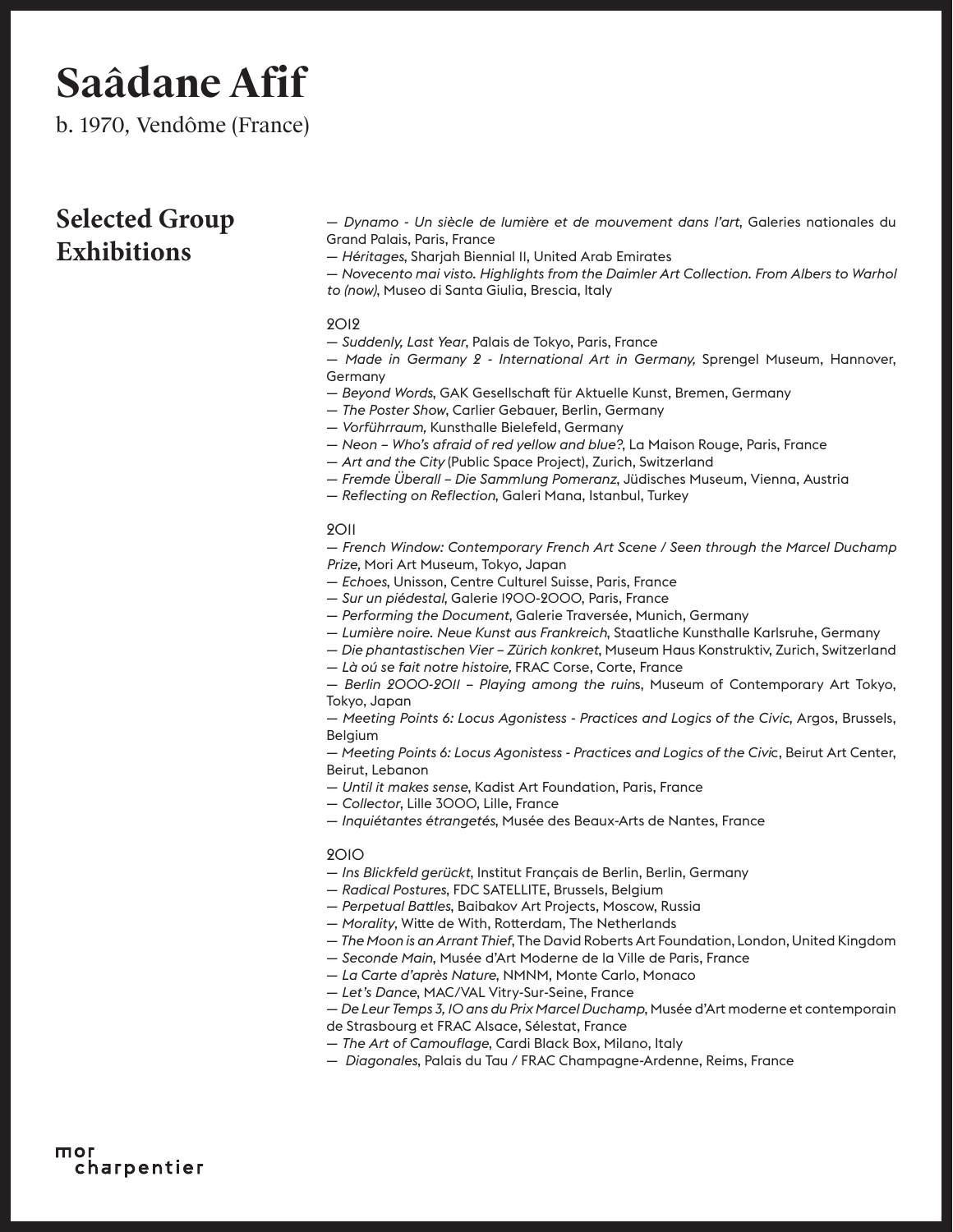# Saâdane Afif

b. 1970, Vendôme (France)

## Selected Group Exhibitions

— *Dynamo - Un siècle de lumière et de mouvement dans l'art*, Galeries nationales du Grand Palais, Paris, France
— *Héritages*, Sharjah Biennial 11, United Arab Emirates
— *Novecento mai visto. Highlights from the Daimler Art Collection. From Albers to Warhol to (now)*, Museo di Santa Giulia, Brescia, Italy

2012
— *Suddenly, Last Year*, Palais de Tokyo, Paris, France
— *Made in Germany 2 - International Art in Germany,* Sprengel Museum, Hannover, Germany
— *Beyond Words*, GAK Gesellschaft für Aktuelle Kunst, Bremen, Germany
— *The Poster Show*, Carlier Gebauer, Berlin, Germany
— *Vorführraum,* Kunsthalle Bielefeld, Germany
— *Neon – Who's afraid of red yellow and blue?*, La Maison Rouge, Paris, France
— *Art and the City* (Public Space Project), Zurich, Switzerland
— *Fremde Überall – Die Sammlung Pomeranz*, Jüdisches Museum, Vienna, Austria
— *Reflecting on Reflection*, Galeri Mana, Istanbul, Turkey

2011
— *French Window: Contemporary French Art Scene / Seen through the Marcel Duchamp Prize,* Mori Art Museum, Tokyo, Japan
— *Echoes*, Unisson, Centre Culturel Suisse, Paris, France
— *Sur un piédestal*, Galerie 1900-2000, Paris, France
— *Performing the Document*, Galerie Traversée, Munich, Germany
— *Lumière noire. Neue Kunst aus Frankreich*, Staatliche Kunsthalle Karlsruhe, Germany
— *Die phantastischen Vier – Zürich konkret*, Museum Haus Konstruktiv, Zurich, Switzerland
— *Là oú se fait notre histoire,* FRAC Corse, Corte, France
— *Berlin 2000-2011 – Playing among the ruins*, Museum of Contemporary Art Tokyo, Tokyo, Japan
— *Meeting Points 6: Locus Agonistess - Practices and Logics of the Civic*, Argos, Brussels, Belgium
— *Meeting Points 6: Locus Agonistess - Practices and Logics of the Civic*, Beirut Art Center, Beirut, Lebanon
— *Until it makes sense*, Kadist Art Foundation, Paris, France
— *Collector*, Lille 3000, Lille, France
— *Inquiétantes étrangetés*, Musée des Beaux-Arts de Nantes, France

2010
— *Ins Blickfeld gerückt*, Institut Français de Berlin, Berlin, Germany
— *Radical Postures*, FDC SATELLITE, Brussels, Belgium
— *Perpetual Battles*, Baibakov Art Projects, Moscow, Russia
— *Morality*, Witte de With, Rotterdam, The Netherlands
— *The Moon is an Arrant Thief*, The David Roberts Art Foundation, London, United Kingdom
— *Seconde Main*, Musée d'Art Moderne de la Ville de Paris, France
— *La Carte d'après Nature*, NMNM, Monte Carlo, Monaco
— *Let's Dance*, MAC/VAL Vitry-Sur-Seine, France
— *De Leur Temps 3, 10 ans du Prix Marcel Duchamp*, Musée d'Art moderne et contemporain de Strasbourg et FRAC Alsace, Sélestat, France
— *The Art of Camouflage*, Cardi Black Box, Milano, Italy
— *Diagonales*, Palais du Tau / FRAC Champagne-Ardenne, Reims, France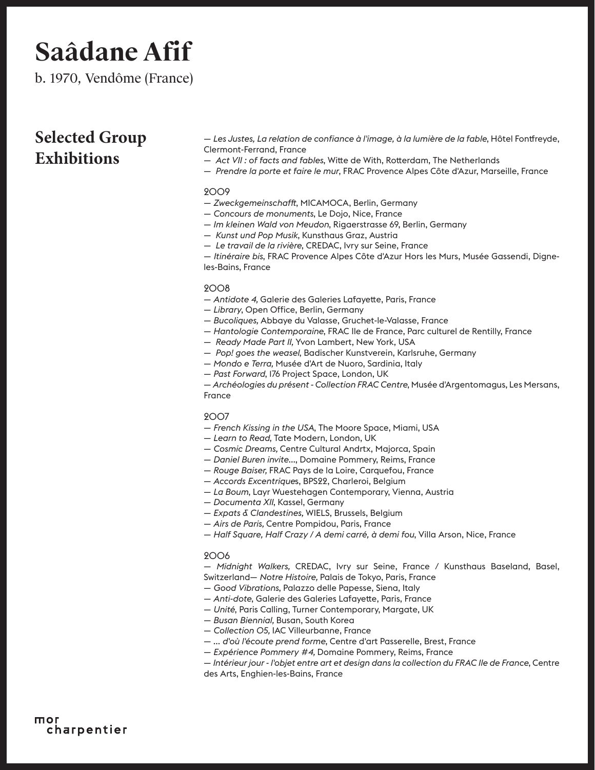# Saâdane Afif

b. 1970, Vendôme (France)

## Selected Group Exhibitions

— *Les Justes, La relation de confiance à l'image, à la lumière de la fable*, Hôtel Fontfreyde, Clermont-Ferrand, France
— *Act VII : of facts and fables*, Witte de With, Rotterdam, The Netherlands
— *Prendre la porte et faire le mur*, FRAC Provence Alpes Côte d'Azur, Marseille, France

2009
— *Zweckgemeinschafft*, MICAMOCA, Berlin, Germany
— *Concours de monuments*, Le Dojo, Nice, France
— *Im kleinen Wald von Meudon*, Rigaerstrasse 69, Berlin, Germany
— *Kunst und Pop Musik*, Kunsthaus Graz, Austria
— *Le travail de la rivière*, CREDAC, Ivry sur Seine, France
— *Itinéraire bis*, FRAC Provence Alpes Côte d'Azur Hors les Murs, Musée Gassendi, Digne-les-Bains, France

2008
— *Antidote 4,* Galerie des Galeries Lafayette, Paris, France
— *Library*, Open Office, Berlin, Germany
— *Bucoliques,* Abbaye du Valasse, Gruchet-le-Valasse, France
— *Hantologie Contemporaine*, FRAC Ile de France, Parc culturel de Rentilly, France
— *Ready Made Part II,* Yvon Lambert, New York, USA
— *Pop! goes the weasel*, Badischer Kunstverein, Karlsruhe, Germany
— *Mondo e Terra,* Musée d'Art de Nuoro, Sardinia, Italy
— *Past Forward*, 176 Project Space, London, UK
— *Archéologies du présent - Collection FRAC Centre*, Musée d'Argentomagus, Les Mersans, France

2007
— *French Kissing in the USA*, The Moore Space, Miami, USA
— *Learn to Read*, Tate Modern, London, UK
— *Cosmic Dreams,* Centre Cultural Andrtx, Majorca, Spain
— *Daniel Buren invite...*, Domaine Pommery, Reims, France
— *Rouge Baiser,* FRAC Pays de la Loire, Carquefou, France
— *Accords Excentrique*s, BPS22, Charleroi, Belgium
— *La Boum*, Layr Wuestehagen Contemporary, Vienna, Austria
— *Documenta XII*, Kassel, Germany
— *Expats & Clandestines,* WIELS, Brussels, Belgium
— *Airs de Paris,* Centre Pompidou, Paris, France
— *Half Square, Half Crazy / A demi carré, à demi fou*, Villa Arson, Nice, France

2006
— *Midnight Walkers,* CREDAC, Ivry sur Seine, France / Kunsthaus Baseland, Basel, Switzerland— *Notre Histoire,* Palais de Tokyo, Paris, France
— *Good Vibrations*, Palazzo delle Papesse, Siena, Italy
— *Anti-dote*, Galerie des Galeries Lafayette, Paris, France
— *Unité*, Paris Calling, Turner Contemporary, Margate, UK
— *Busan Biennial,* Busan, South Korea
— *Collection 05,* IAC Villeurbanne, France
— *... d'où l'écoute prend forme*, Centre d'art Passerelle, Brest, France
— *Expérience Pommery #4,* Domaine Pommery, Reims, France
— *Intérieur jour - l'objet entre art et design dans la collection du FRAC Ile de France*, Centre des Arts, Enghien-les-Bains, France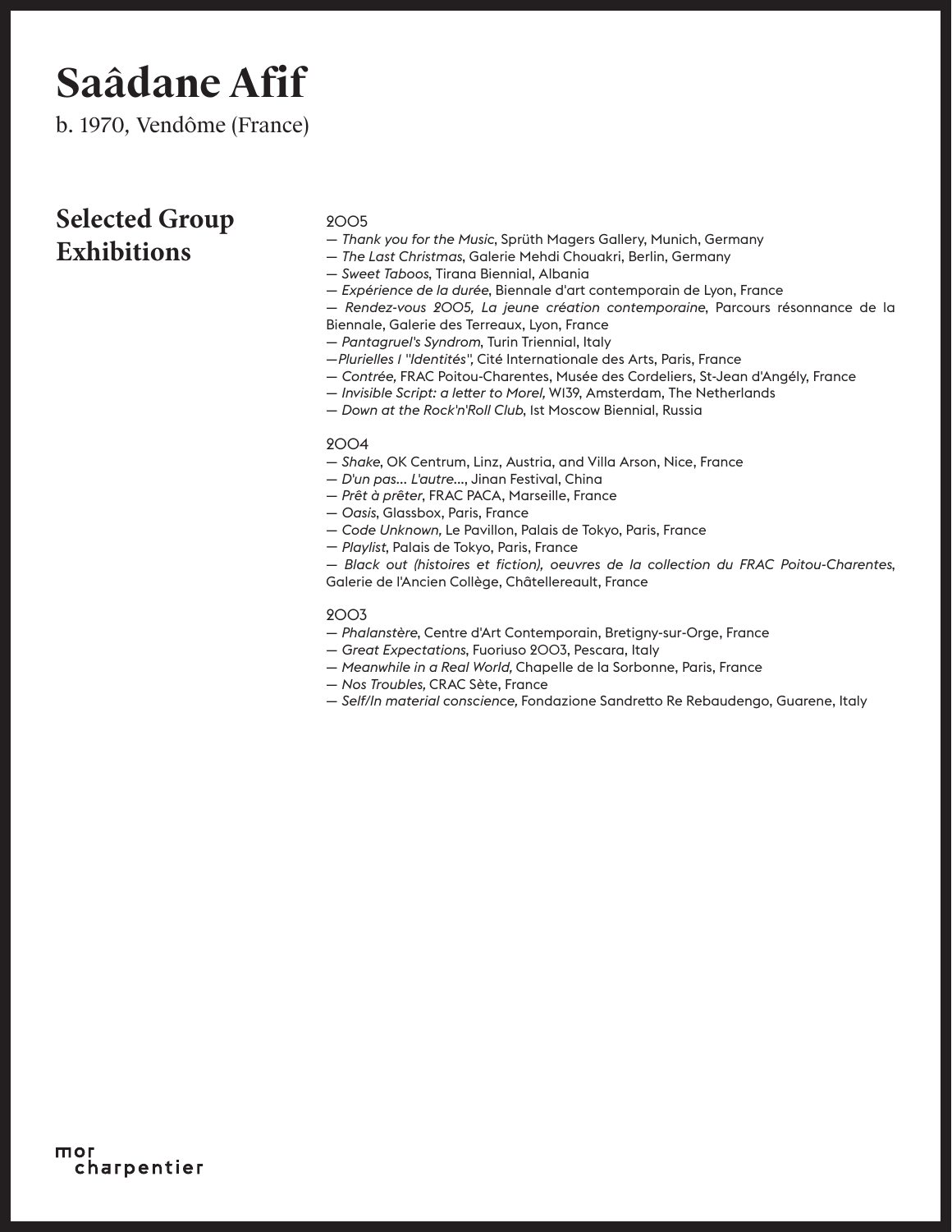# Saâdane Afif

b. 1970, Vendôme (France)

## Selected Group Exhibitions

2005

— *Thank you for the Music*, Sprüth Magers Gallery, Munich, Germany
— *The Last Christmas*, Galerie Mehdi Chouakri, Berlin, Germany
— *Sweet Taboos*, Tirana Biennial, Albania
— *Expérience de la durée*, Biennale d'art contemporain de Lyon, France
— *Rendez-vous 2005, La jeune création contemporaine*, Parcours résonnance de la Biennale, Galerie des Terreaux, Lyon, France
— *Pantagruel's Syndrom*, Turin Triennial, Italy
—*Plurielles I "Identités"*, Cité Internationale des Arts, Paris, France
— *Contrée*, FRAC Poitou-Charentes, Musée des Cordeliers, St-Jean d'Angély, France
— *Invisible Script: a letter to Morel*, W139, Amsterdam, The Netherlands
— *Down at the Rock'n'Roll Club*, Ist Moscow Biennial, Russia

2004

— *Shake*, OK Centrum, Linz, Austria, and Villa Arson, Nice, France
— *D'un pas... L'autre...*, Jinan Festival, China
— *Prêt à prêter*, FRAC PACA, Marseille, France
— *Oasis*, Glassbox, Paris, France
— *Code Unknown*, Le Pavillon, Palais de Tokyo, Paris, France
— *Playlist*, Palais de Tokyo, Paris, France
— *Black out (histoires et fiction), oeuvres de la collection du FRAC Poitou-Charentes*, Galerie de l'Ancien Collège, Châtellereault, France

2003

— *Phalanstère*, Centre d'Art Contemporain, Bretigny-sur-Orge, France
— *Great Expectations*, Fuoriuso 2003, Pescara, Italy
— *Meanwhile in a Real World*, Chapelle de la Sorbonne, Paris, France
— *Nos Troubles*, CRAC Sète, France
— *Self/In material conscience*, Fondazione Sandretto Re Rebaudengo, Guarene, Italy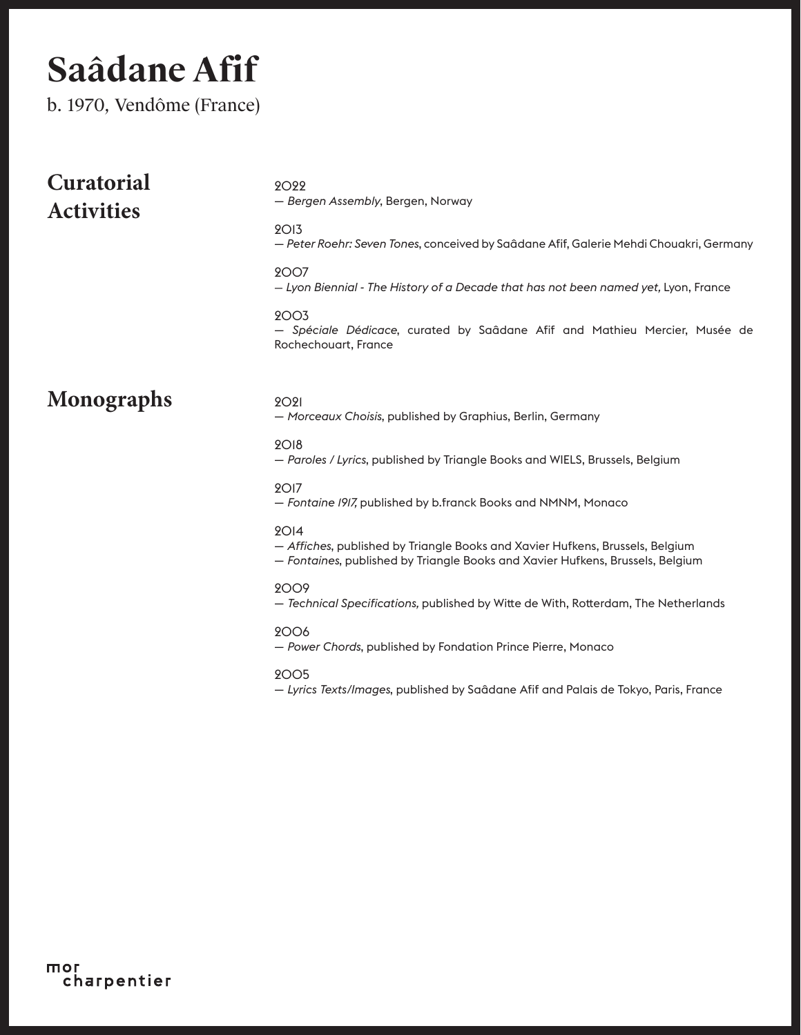# Saâdane Afif

b. 1970, Vendôme (France)

## Curatorial Activities

2022
— *Bergen Assembly*, Bergen, Norway

2013
— *Peter Roehr: Seven Tones*, conceived by Saâdane Afif, Galerie Mehdi Chouakri, Germany

2007
— *Lyon Biennial - The History of a Decade that has not been named yet,* Lyon, France

2003
— *Spéciale Dédicace*, curated by Saâdane Afif and Mathieu Mercier, Musée de Rochechouart, France

## Monographs

2021
— *Morceaux Choisis*, published by Graphius, Berlin, Germany

2018
— *Paroles / Lyrics*, published by Triangle Books and WIELS, Brussels, Belgium

2017
— *Fontaine 1917,* published by b.franck Books and NMNM, Monaco

2014
— *Affiches*, published by Triangle Books and Xavier Hufkens, Brussels, Belgium
— *Fontaines*, published by Triangle Books and Xavier Hufkens, Brussels, Belgium

2009
— *Technical Specifications,* published by Witte de With, Rotterdam, The Netherlands

2006
— *Power Chords*, published by Fondation Prince Pierre, Monaco

2005
— *Lyrics Texts/Images*, published by Saâdane Afif and Palais de Tokyo, Paris, France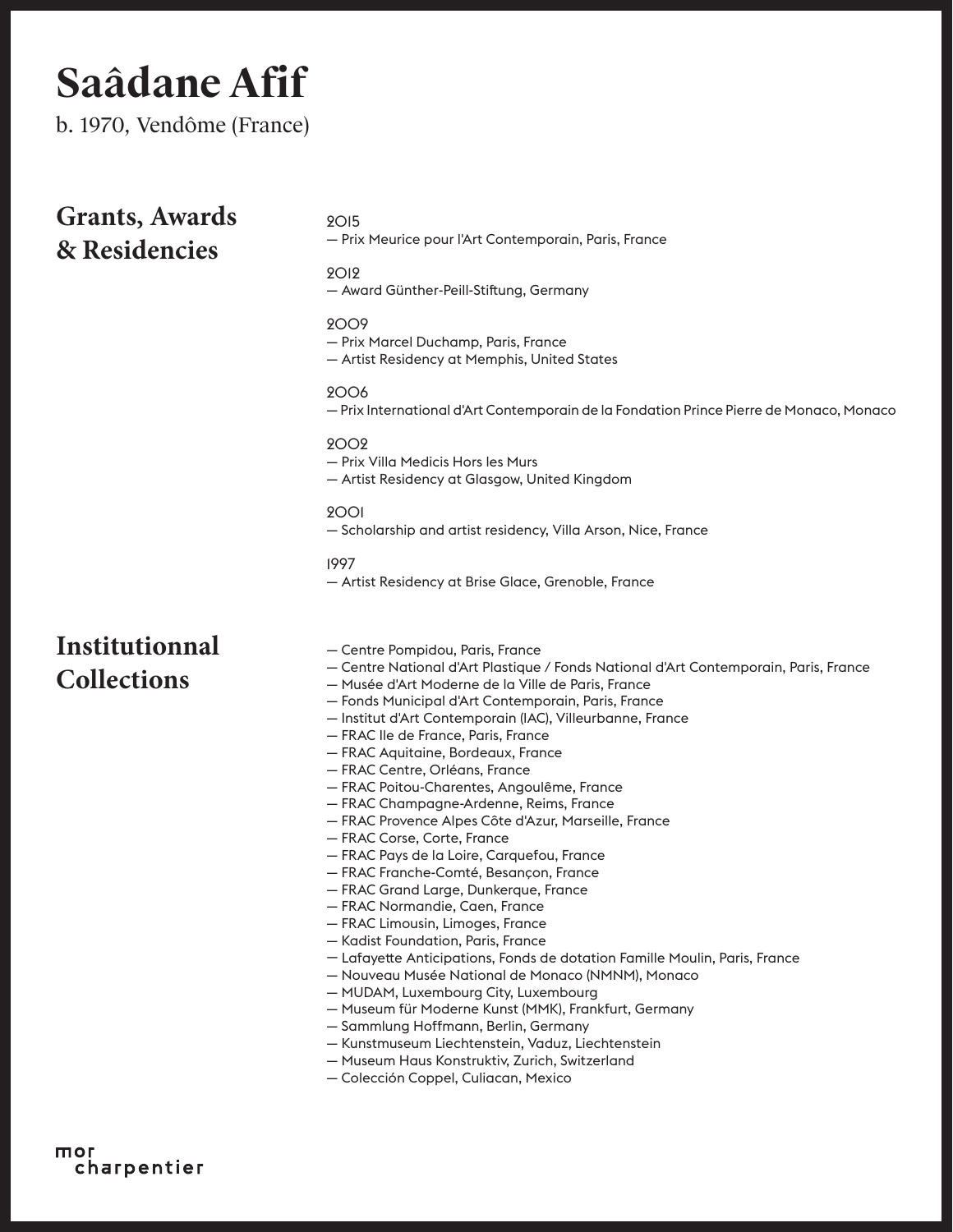# Saâdane Afif

b. 1970, Vendôme (France)

## Grants, Awards & Residencies

2015
— Prix Meurice pour l'Art Contemporain, Paris, France

2012
— Award Günther-Peill-Stiftung, Germany

2009
— Prix Marcel Duchamp, Paris, France
— Artist Residency at Memphis, United States

2006
— Prix International d'Art Contemporain de la Fondation Prince Pierre de Monaco, Monaco

2002
— Prix Villa Medicis Hors les Murs
— Artist Residency at Glasgow, United Kingdom

2001
— Scholarship and artist residency, Villa Arson, Nice, France

1997
— Artist Residency at Brise Glace, Grenoble, France

## Institutionnal Collections

— Centre Pompidou, Paris, France
— Centre National d'Art Plastique / Fonds National d'Art Contemporain, Paris, France
— Musée d'Art Moderne de la Ville de Paris, France
— Fonds Municipal d'Art Contemporain, Paris, France
— Institut d'Art Contemporain (IAC), Villeurbanne, France
— FRAC Ile de France, Paris, France
— FRAC Aquitaine, Bordeaux, France
— FRAC Centre, Orléans, France
— FRAC Poitou-Charentes, Angoulême, France
— FRAC Champagne-Ardenne, Reims, France
— FRAC Provence Alpes Côte d'Azur, Marseille, France
— FRAC Corse, Corte, France
— FRAC Pays de la Loire, Carquefou, France
— FRAC Franche-Comté, Besançon, France
— FRAC Grand Large, Dunkerque, France
— FRAC Normandie, Caen, France
— FRAC Limousin, Limoges, France
— Kadist Foundation, Paris, France
— Lafayette Anticipations, Fonds de dotation Famille Moulin, Paris, France
— Nouveau Musée National de Monaco (NMNM), Monaco
— MUDAM, Luxembourg City, Luxembourg
— Museum für Moderne Kunst (MMK), Frankfurt, Germany
— Sammlung Hoffmann, Berlin, Germany
— Kunstmuseum Liechtenstein, Vaduz, Liechtenstein
— Museum Haus Konstruktiv, Zurich, Switzerland
— Colección Coppel, Culiacan, Mexico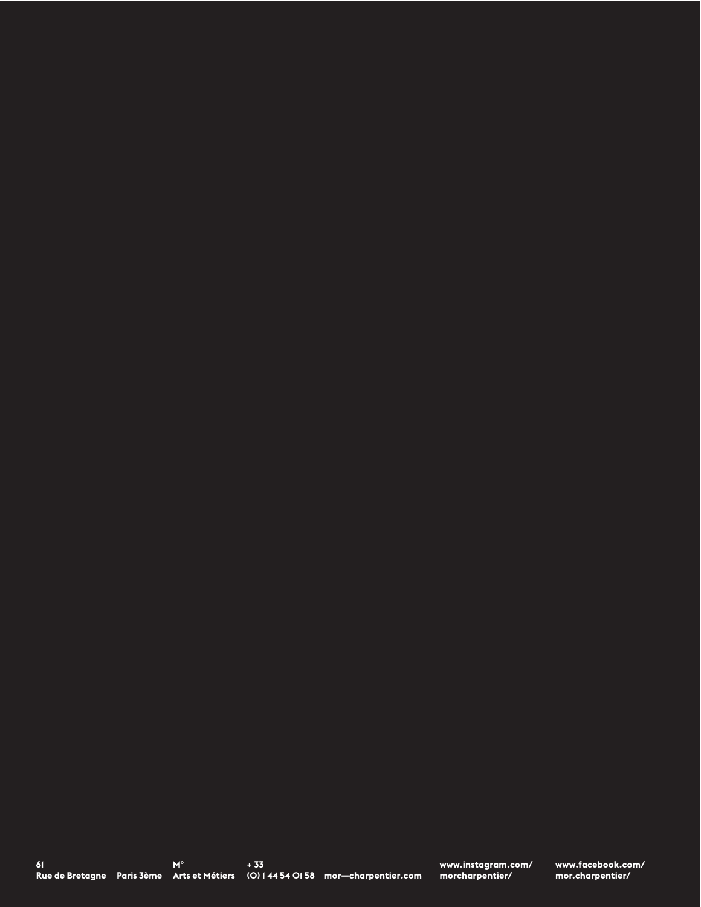61
Rue de Bretagne Paris 3ème M° Arts et Métiers + 33 (O) 1 44 54 O1 58 mor—charpentier.com www.instagram.com/morcharpentier/ www.facebook.com/mor.charpentier/